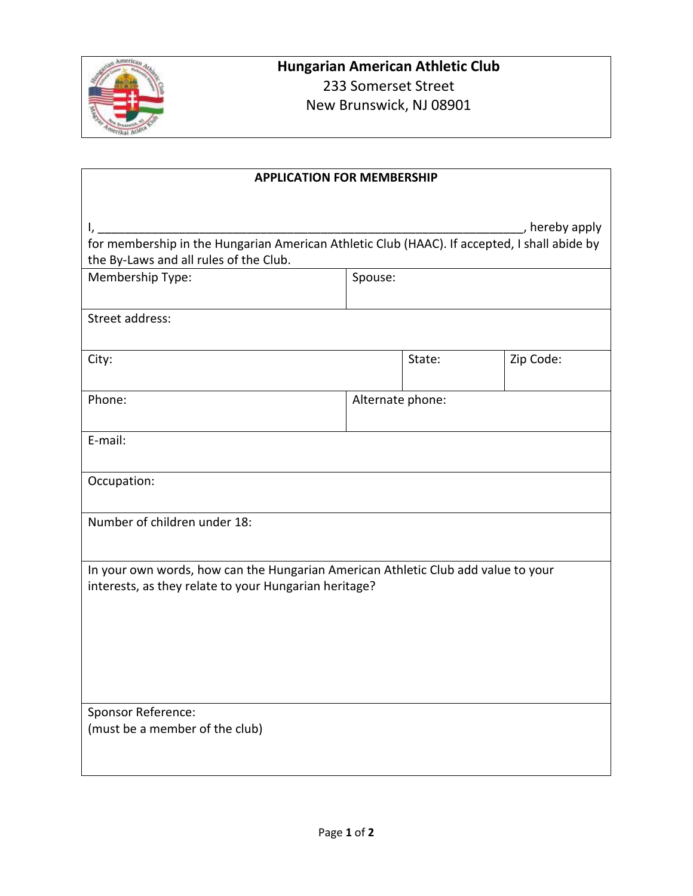**Hungarian American Athletic Club**
233 Somerset Street
New Brunswick, NJ 08901

## APPLICATION FOR MEMBERSHIP

I, ______________________________________________________________, hereby apply for membership in the Hungarian American Athletic Club (HAAC). If accepted, I shall abide by the By-Laws and all rules of the Club.

| Membership Type: | | Spouse: |
|---|---|---|
| Street address: | | |
| City: | State: | Zip Code: |
| Phone: | | Alternate phone: |
| E-mail: | | |
| Occupation: | | |
| Number of children under 18: | | |
| In your own words, how can the Hungarian American Athletic Club add value to your interests, as they relate to your Hungarian heritage? | | |
| Sponsor Reference: (must be a member of the club) | | |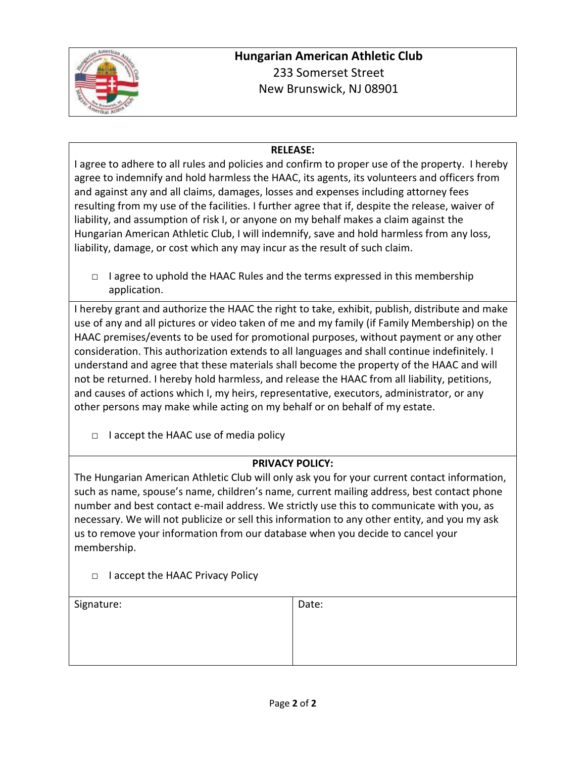**Hungarian American Athletic Club**
233 Somerset Street
New Brunswick, NJ 08901

## RELEASE:

I agree to adhere to all rules and policies and confirm to proper use of the property. I hereby agree to indemnify and hold harmless the HAAC, its agents, its volunteers and officers from and against any and all claims, damages, losses and expenses including attorney fees resulting from my use of the facilities. I further agree that if, despite the release, waiver of liability, and assumption of risk I, or anyone on my behalf makes a claim against the Hungarian American Athletic Club, I will indemnify, save and hold harmless from any loss, liability, damage, or cost which any may incur as the result of such claim.

- ☐ I agree to uphold the HAAC Rules and the terms expressed in this membership application.

I hereby grant and authorize the HAAC the right to take, exhibit, publish, distribute and make use of any and all pictures or video taken of me and my family (if Family Membership) on the HAAC premises/events to be used for promotional purposes, without payment or any other consideration. This authorization extends to all languages and shall continue indefinitely. I understand and agree that these materials shall become the property of the HAAC and will not be returned. I hereby hold harmless, and release the HAAC from all liability, petitions, and causes of actions which I, my heirs, representative, executors, administrator, or any other persons may make while acting on my behalf or on behalf of my estate.

- ☐ I accept the HAAC use of media policy

## PRIVACY POLICY:

The Hungarian American Athletic Club will only ask you for your current contact information, such as name, spouse's name, children's name, current mailing address, best contact phone number and best contact e-mail address. We strictly use this to communicate with you, as necessary. We will not publicize or sell this information to any other entity, and you my ask us to remove your information from our database when you decide to cancel your membership.

- ☐ I accept the HAAC Privacy Policy

| Signature: | Date: |
|---|---|
| | |